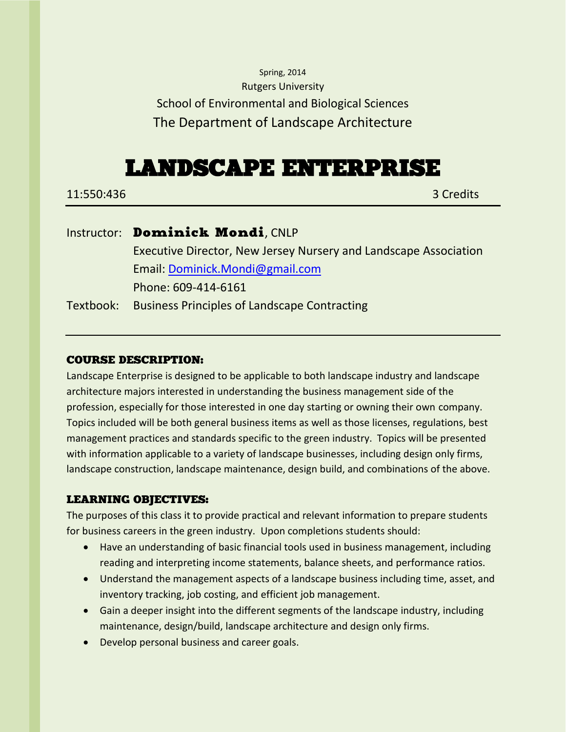Spring, 2014

Rutgers University

School of Environmental and Biological Sciences

The Department of Landscape Architecture

# LANDSCAPE ENTERPRISE

11:550:436 3 Credits

---

Instructor: **Dominick Mondi**, CNLP
Executive Director, New Jersey Nursery and Landscape Association
Email: [Dominick.Mondi@gmail.com](mailto:Dominick.Mondi@gmail.com)
Phone: 609-414-6161

Textbook: Business Principles of Landscape Contracting

---

## COURSE DESCRIPTION:

Landscape Enterprise is designed to be applicable to both landscape industry and landscape architecture majors interested in understanding the business management side of the profession, especially for those interested in one day starting or owning their own company. Topics included will be both general business items as well as those licenses, regulations, best management practices and standards specific to the green industry. Topics will be presented with information applicable to a variety of landscape businesses, including design only firms, landscape construction, landscape maintenance, design build, and combinations of the above.

## LEARNING OBJECTIVES:

The purposes of this class it to provide practical and relevant information to prepare students for business careers in the green industry. Upon completions students should:

- Have an understanding of basic financial tools used in business management, including reading and interpreting income statements, balance sheets, and performance ratios.
- Understand the management aspects of a landscape business including time, asset, and inventory tracking, job costing, and efficient job management.
- Gain a deeper insight into the different segments of the landscape industry, including maintenance, design/build, landscape architecture and design only firms.
- Develop personal business and career goals.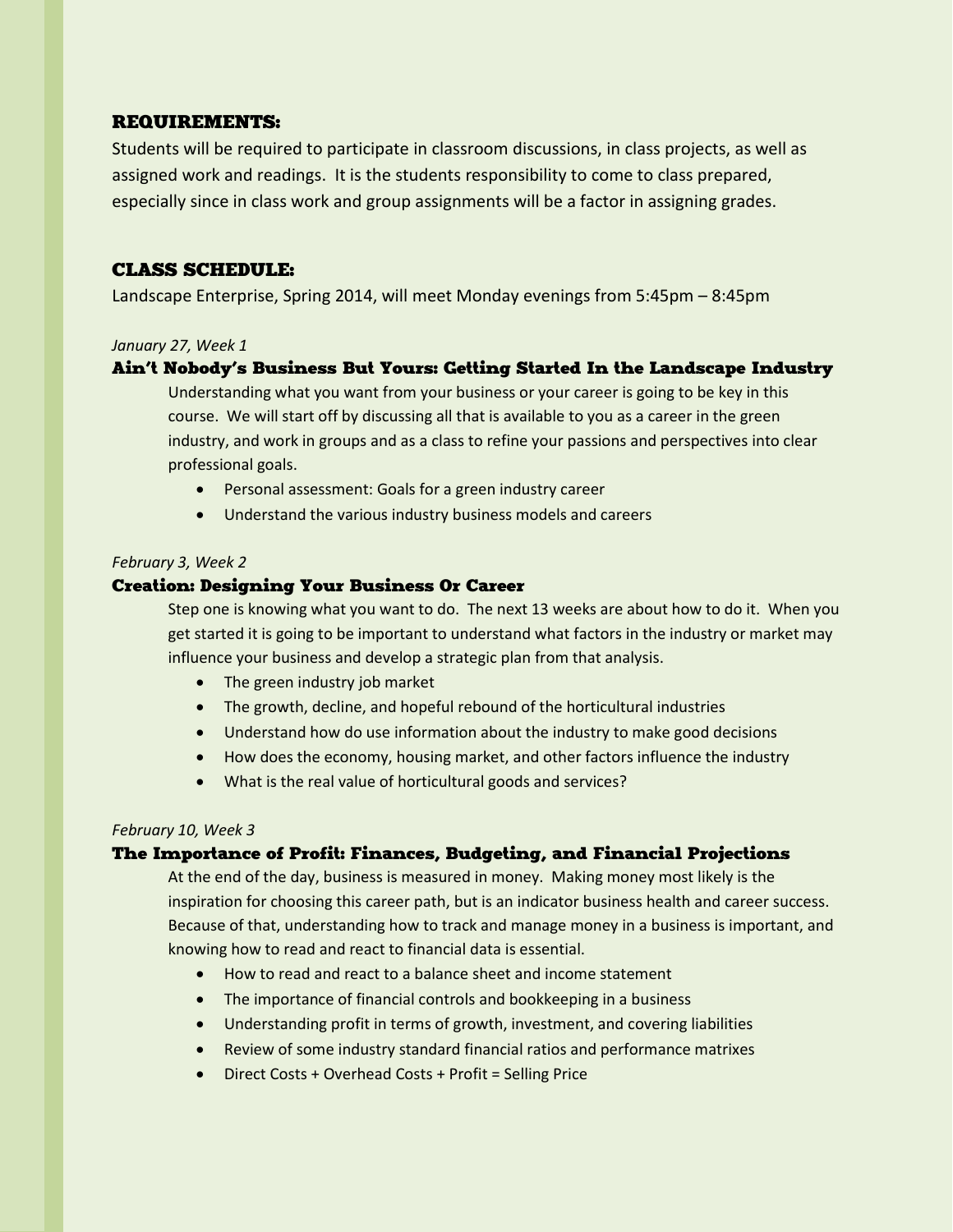## REQUIREMENTS:

Students will be required to participate in classroom discussions, in class projects, as well as assigned work and readings. It is the students responsibility to come to class prepared, especially since in class work and group assignments will be a factor in assigning grades.

## CLASS SCHEDULE:

Landscape Enterprise, Spring 2014, will meet Monday evenings from 5:45pm – 8:45pm

*January 27, Week 1*

### Ain't Nobody's Business But Yours: Getting Started In the Landscape Industry

Understanding what you want from your business or your career is going to be key in this course. We will start off by discussing all that is available to you as a career in the green industry, and work in groups and as a class to refine your passions and perspectives into clear professional goals.

- Personal assessment: Goals for a green industry career
- Understand the various industry business models and careers

*February 3, Week 2*

### Creation: Designing Your Business Or Career

Step one is knowing what you want to do. The next 13 weeks are about how to do it. When you get started it is going to be important to understand what factors in the industry or market may influence your business and develop a strategic plan from that analysis.

- The green industry job market
- The growth, decline, and hopeful rebound of the horticultural industries
- Understand how do use information about the industry to make good decisions
- How does the economy, housing market, and other factors influence the industry
- What is the real value of horticultural goods and services?

*February 10, Week 3*

### The Importance of Profit: Finances, Budgeting, and Financial Projections

At the end of the day, business is measured in money. Making money most likely is the inspiration for choosing this career path, but is an indicator business health and career success. Because of that, understanding how to track and manage money in a business is important, and knowing how to read and react to financial data is essential.

- How to read and react to a balance sheet and income statement
- The importance of financial controls and bookkeeping in a business
- Understanding profit in terms of growth, investment, and covering liabilities
- Review of some industry standard financial ratios and performance matrixes
- Direct Costs + Overhead Costs + Profit = Selling Price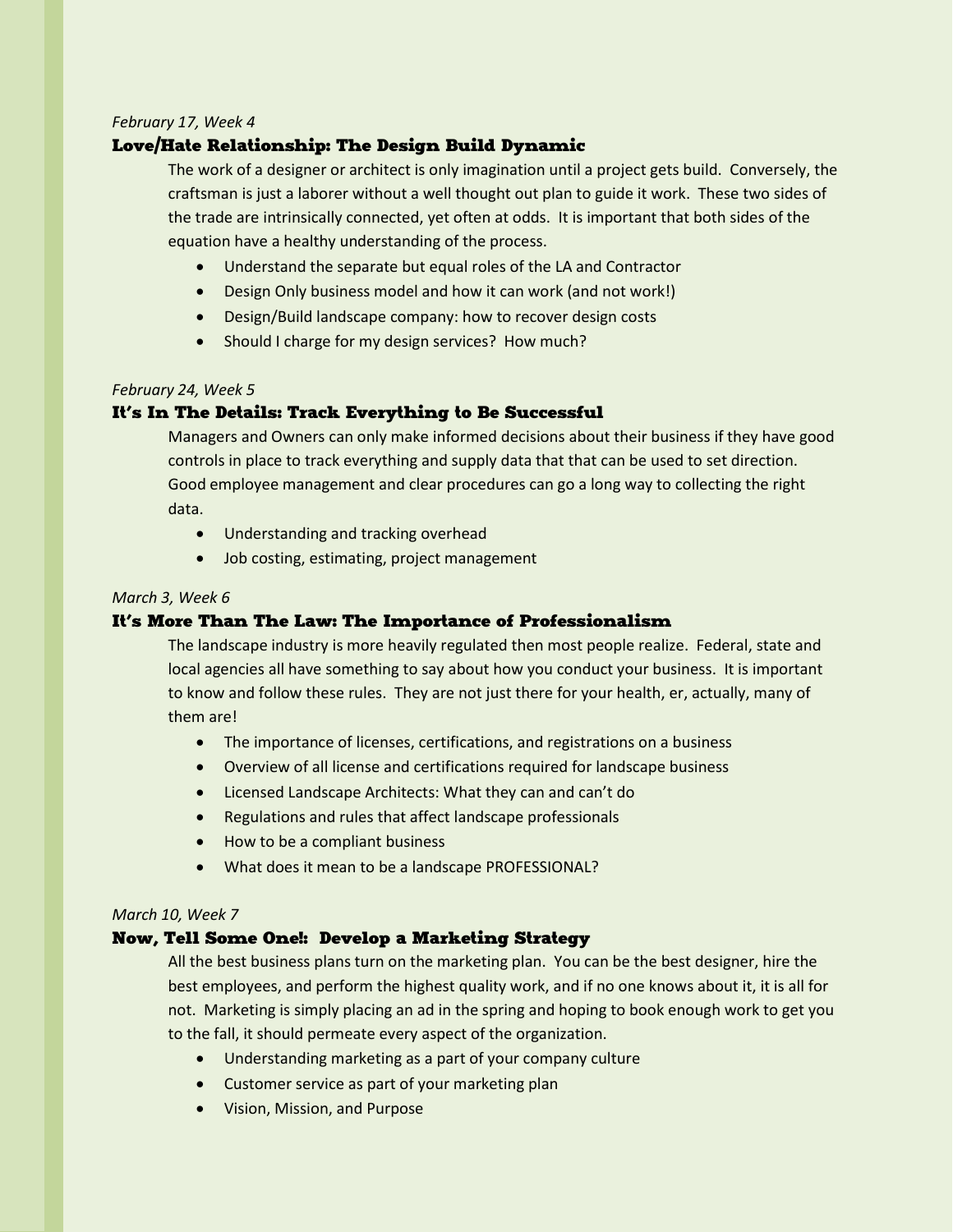*February 17, Week 4*

### Love/Hate Relationship: The Design Build Dynamic

The work of a designer or architect is only imagination until a project gets build. Conversely, the craftsman is just a laborer without a well thought out plan to guide it work. These two sides of the trade are intrinsically connected, yet often at odds. It is important that both sides of the equation have a healthy understanding of the process.

- Understand the separate but equal roles of the LA and Contractor
- Design Only business model and how it can work (and not work!)
- Design/Build landscape company: how to recover design costs
- Should I charge for my design services? How much?

*February 24, Week 5*

### It's In The Details: Track Everything to Be Successful

Managers and Owners can only make informed decisions about their business if they have good controls in place to track everything and supply data that that can be used to set direction. Good employee management and clear procedures can go a long way to collecting the right data.

- Understanding and tracking overhead
- Job costing, estimating, project management

*March 3, Week 6*

### It's More Than The Law: The Importance of Professionalism

The landscape industry is more heavily regulated then most people realize. Federal, state and local agencies all have something to say about how you conduct your business. It is important to know and follow these rules. They are not just there for your health, er, actually, many of them are!

- The importance of licenses, certifications, and registrations on a business
- Overview of all license and certifications required for landscape business
- Licensed Landscape Architects: What they can and can't do
- Regulations and rules that affect landscape professionals
- How to be a compliant business
- What does it mean to be a landscape PROFESSIONAL?

*March 10, Week 7*

### Now, Tell Some One!: Develop a Marketing Strategy

All the best business plans turn on the marketing plan. You can be the best designer, hire the best employees, and perform the highest quality work, and if no one knows about it, it is all for not. Marketing is simply placing an ad in the spring and hoping to book enough work to get you to the fall, it should permeate every aspect of the organization.

- Understanding marketing as a part of your company culture
- Customer service as part of your marketing plan
- Vision, Mission, and Purpose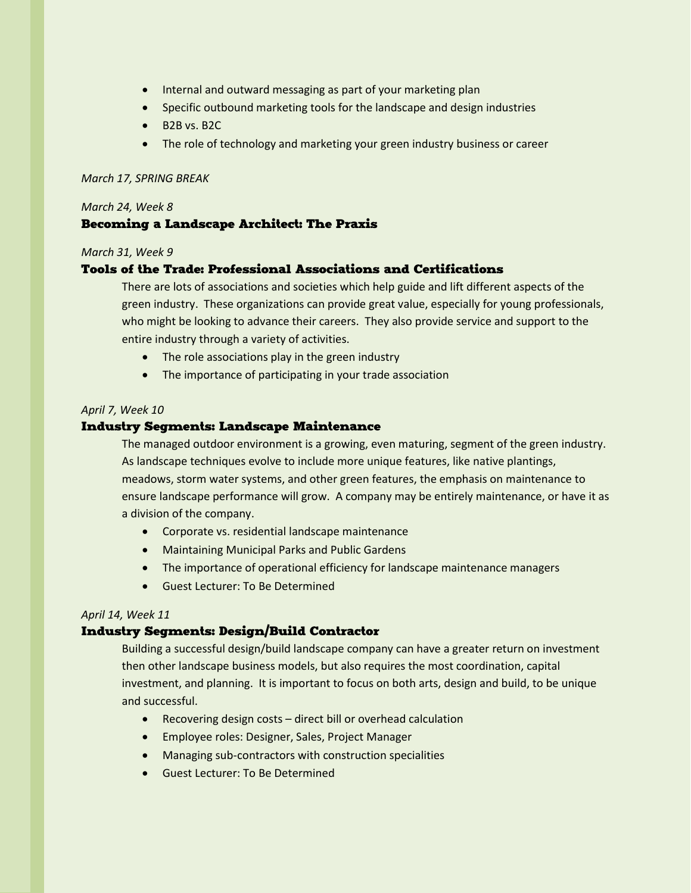- Internal and outward messaging as part of your marketing plan
- Specific outbound marketing tools for the landscape and design industries
- B2B vs. B2C
- The role of technology and marketing your green industry business or career

*March 17, SPRING BREAK*

*March 24, Week 8*

### Becoming a Landscape Architect: The Praxis

*March 31, Week 9*

### Tools of the Trade: Professional Associations and Certifications

There are lots of associations and societies which help guide and lift different aspects of the green industry. These organizations can provide great value, especially for young professionals, who might be looking to advance their careers. They also provide service and support to the entire industry through a variety of activities.

- The role associations play in the green industry
- The importance of participating in your trade association

*April 7, Week 10*

### Industry Segments: Landscape Maintenance

The managed outdoor environment is a growing, even maturing, segment of the green industry. As landscape techniques evolve to include more unique features, like native plantings, meadows, storm water systems, and other green features, the emphasis on maintenance to ensure landscape performance will grow. A company may be entirely maintenance, or have it as a division of the company.

- Corporate vs. residential landscape maintenance
- Maintaining Municipal Parks and Public Gardens
- The importance of operational efficiency for landscape maintenance managers
- Guest Lecturer: To Be Determined

*April 14, Week 11*

### Industry Segments: Design/Build Contractor

Building a successful design/build landscape company can have a greater return on investment then other landscape business models, but also requires the most coordination, capital investment, and planning. It is important to focus on both arts, design and build, to be unique and successful.

- Recovering design costs – direct bill or overhead calculation
- Employee roles: Designer, Sales, Project Manager
- Managing sub-contractors with construction specialities
- Guest Lecturer: To Be Determined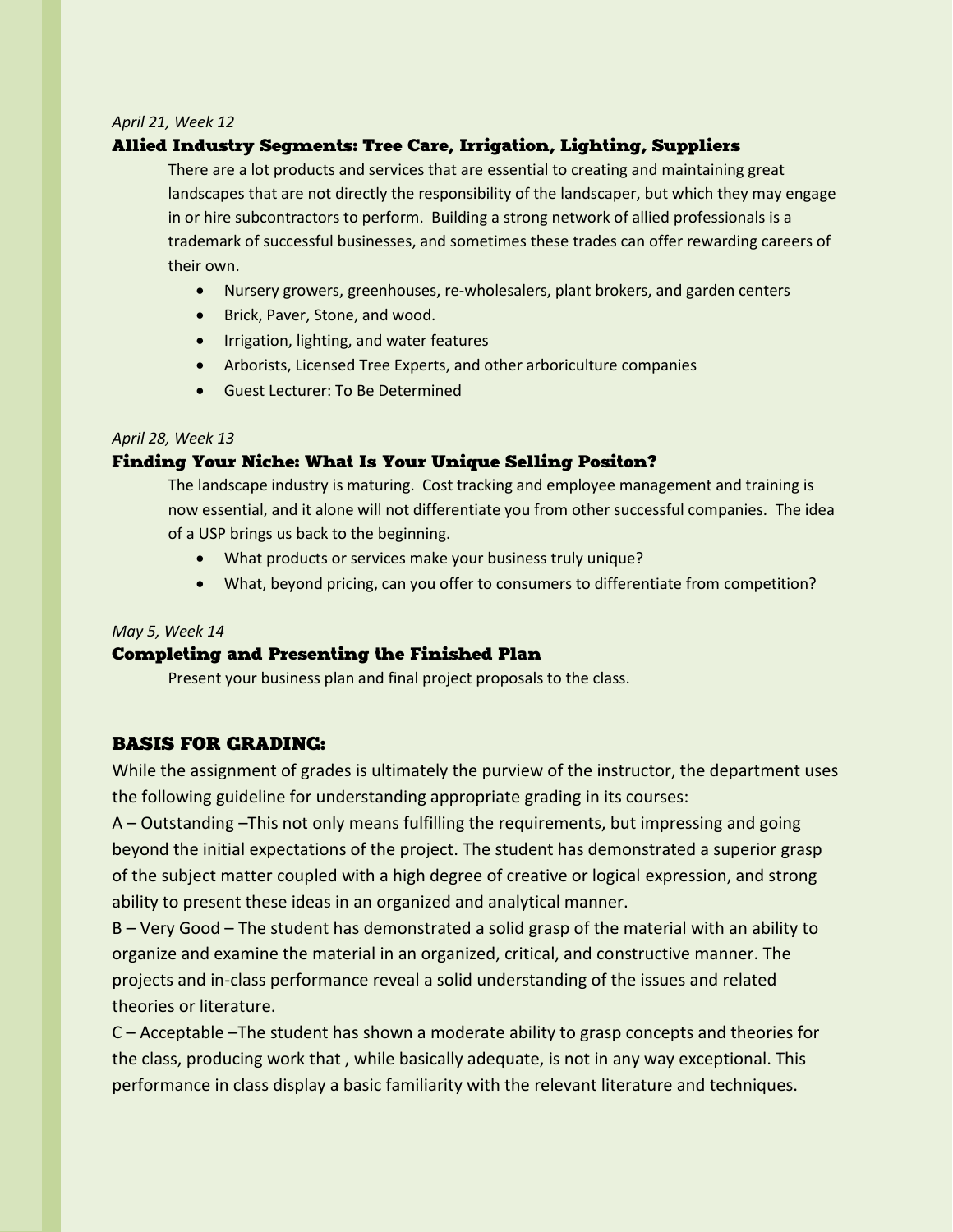*April 21, Week 12*

### Allied Industry Segments: Tree Care, Irrigation, Lighting, Suppliers

There are a lot products and services that are essential to creating and maintaining great landscapes that are not directly the responsibility of the landscaper, but which they may engage in or hire subcontractors to perform. Building a strong network of allied professionals is a trademark of successful businesses, and sometimes these trades can offer rewarding careers of their own.

- Nursery growers, greenhouses, re-wholesalers, plant brokers, and garden centers
- Brick, Paver, Stone, and wood.
- Irrigation, lighting, and water features
- Arborists, Licensed Tree Experts, and other arboriculture companies
- Guest Lecturer: To Be Determined

*April 28, Week 13*

### Finding Your Niche: What Is Your Unique Selling Positon?

The landscape industry is maturing. Cost tracking and employee management and training is now essential, and it alone will not differentiate you from other successful companies. The idea of a USP brings us back to the beginning.

- What products or services make your business truly unique?
- What, beyond pricing, can you offer to consumers to differentiate from competition?

*May 5, Week 14*

### Completing and Presenting the Finished Plan

Present your business plan and final project proposals to the class.

## BASIS FOR GRADING:

While the assignment of grades is ultimately the purview of the instructor, the department uses the following guideline for understanding appropriate grading in its courses:

A – Outstanding –This not only means fulfilling the requirements, but impressing and going beyond the initial expectations of the project. The student has demonstrated a superior grasp of the subject matter coupled with a high degree of creative or logical expression, and strong ability to present these ideas in an organized and analytical manner.

B – Very Good – The student has demonstrated a solid grasp of the material with an ability to organize and examine the material in an organized, critical, and constructive manner. The projects and in-class performance reveal a solid understanding of the issues and related theories or literature.

C – Acceptable –The student has shown a moderate ability to grasp concepts and theories for the class, producing work that , while basically adequate, is not in any way exceptional. This performance in class display a basic familiarity with the relevant literature and techniques.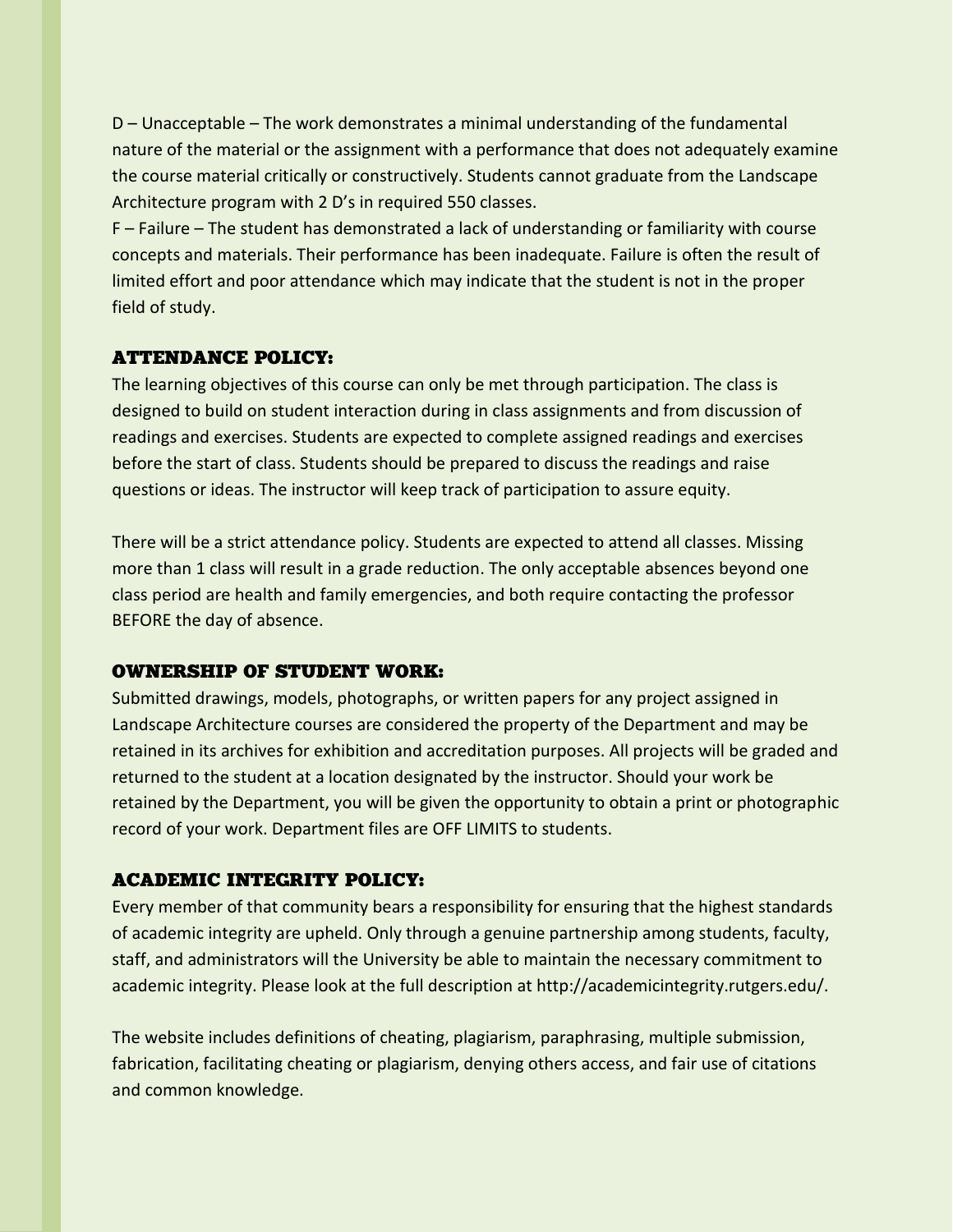D – Unacceptable – The work demonstrates a minimal understanding of the fundamental nature of the material or the assignment with a performance that does not adequately examine the course material critically or constructively. Students cannot graduate from the Landscape Architecture program with 2 D's in required 550 classes.

F – Failure – The student has demonstrated a lack of understanding or familiarity with course concepts and materials. Their performance has been inadequate. Failure is often the result of limited effort and poor attendance which may indicate that the student is not in the proper field of study.

## ATTENDANCE POLICY:

The learning objectives of this course can only be met through participation. The class is designed to build on student interaction during in class assignments and from discussion of readings and exercises. Students are expected to complete assigned readings and exercises before the start of class. Students should be prepared to discuss the readings and raise questions or ideas. The instructor will keep track of participation to assure equity.

There will be a strict attendance policy. Students are expected to attend all classes. Missing more than 1 class will result in a grade reduction. The only acceptable absences beyond one class period are health and family emergencies, and both require contacting the professor BEFORE the day of absence.

## OWNERSHIP OF STUDENT WORK:

Submitted drawings, models, photographs, or written papers for any project assigned in Landscape Architecture courses are considered the property of the Department and may be retained in its archives for exhibition and accreditation purposes. All projects will be graded and returned to the student at a location designated by the instructor. Should your work be retained by the Department, you will be given the opportunity to obtain a print or photographic record of your work. Department files are OFF LIMITS to students.

## ACADEMIC INTEGRITY POLICY:

Every member of that community bears a responsibility for ensuring that the highest standards of academic integrity are upheld. Only through a genuine partnership among students, faculty, staff, and administrators will the University be able to maintain the necessary commitment to academic integrity. Please look at the full description at http://academicintegrity.rutgers.edu/.

The website includes definitions of cheating, plagiarism, paraphrasing, multiple submission, fabrication, facilitating cheating or plagiarism, denying others access, and fair use of citations and common knowledge.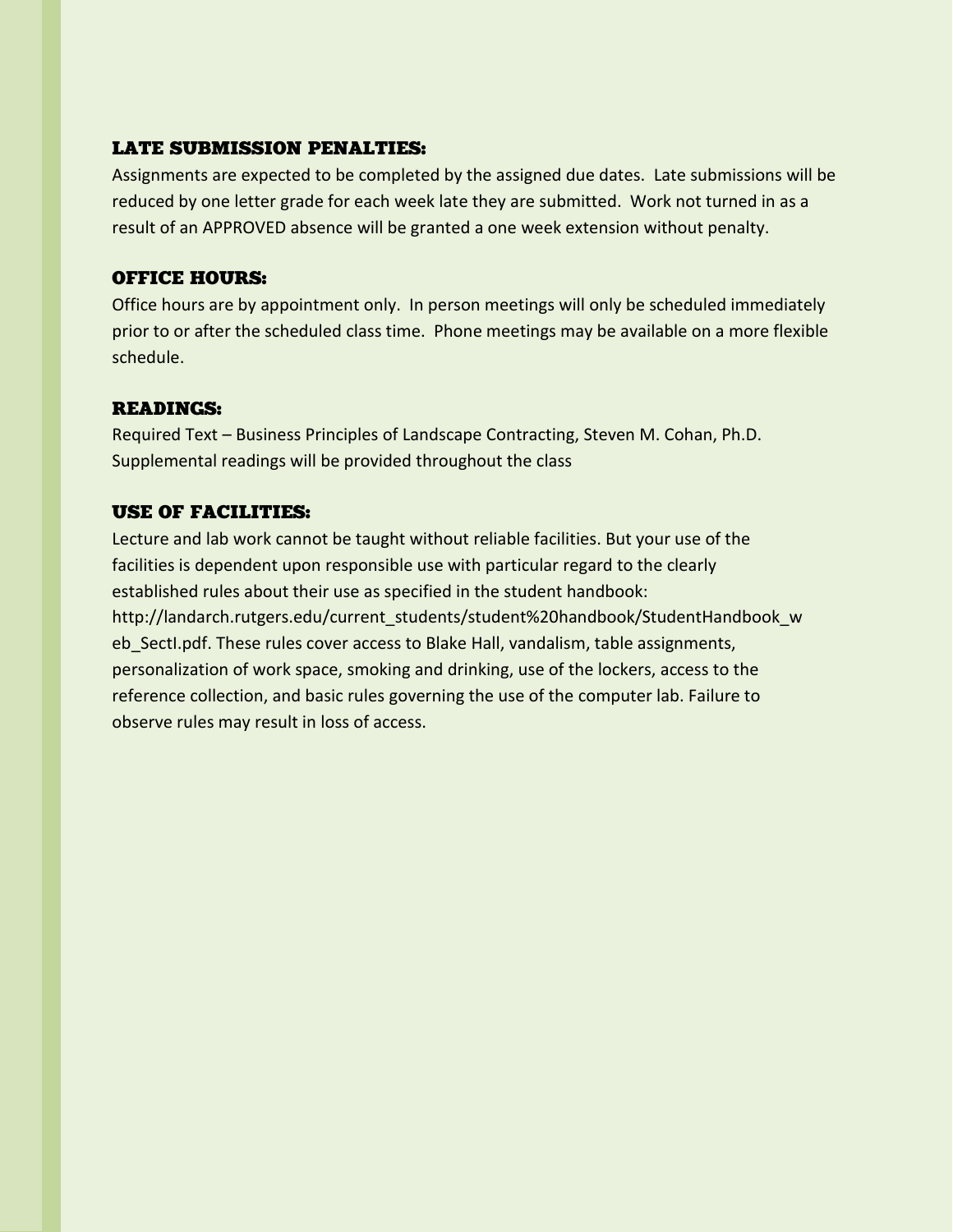### LATE SUBMISSION PENALTIES:

Assignments are expected to be completed by the assigned due dates. Late submissions will be reduced by one letter grade for each week late they are submitted. Work not turned in as a result of an APPROVED absence will be granted a one week extension without penalty.

### OFFICE HOURS:

Office hours are by appointment only. In person meetings will only be scheduled immediately prior to or after the scheduled class time. Phone meetings may be available on a more flexible schedule.

### READINGS:

Required Text – Business Principles of Landscape Contracting, Steven M. Cohan, Ph.D.
Supplemental readings will be provided throughout the class

### USE OF FACILITIES:

Lecture and lab work cannot be taught without reliable facilities. But your use of the facilities is dependent upon responsible use with particular regard to the clearly established rules about their use as specified in the student handbook: http://landarch.rutgers.edu/current_students/student%20handbook/StudentHandbook_web_SectI.pdf. These rules cover access to Blake Hall, vandalism, table assignments, personalization of work space, smoking and drinking, use of the lockers, access to the reference collection, and basic rules governing the use of the computer lab. Failure to observe rules may result in loss of access.